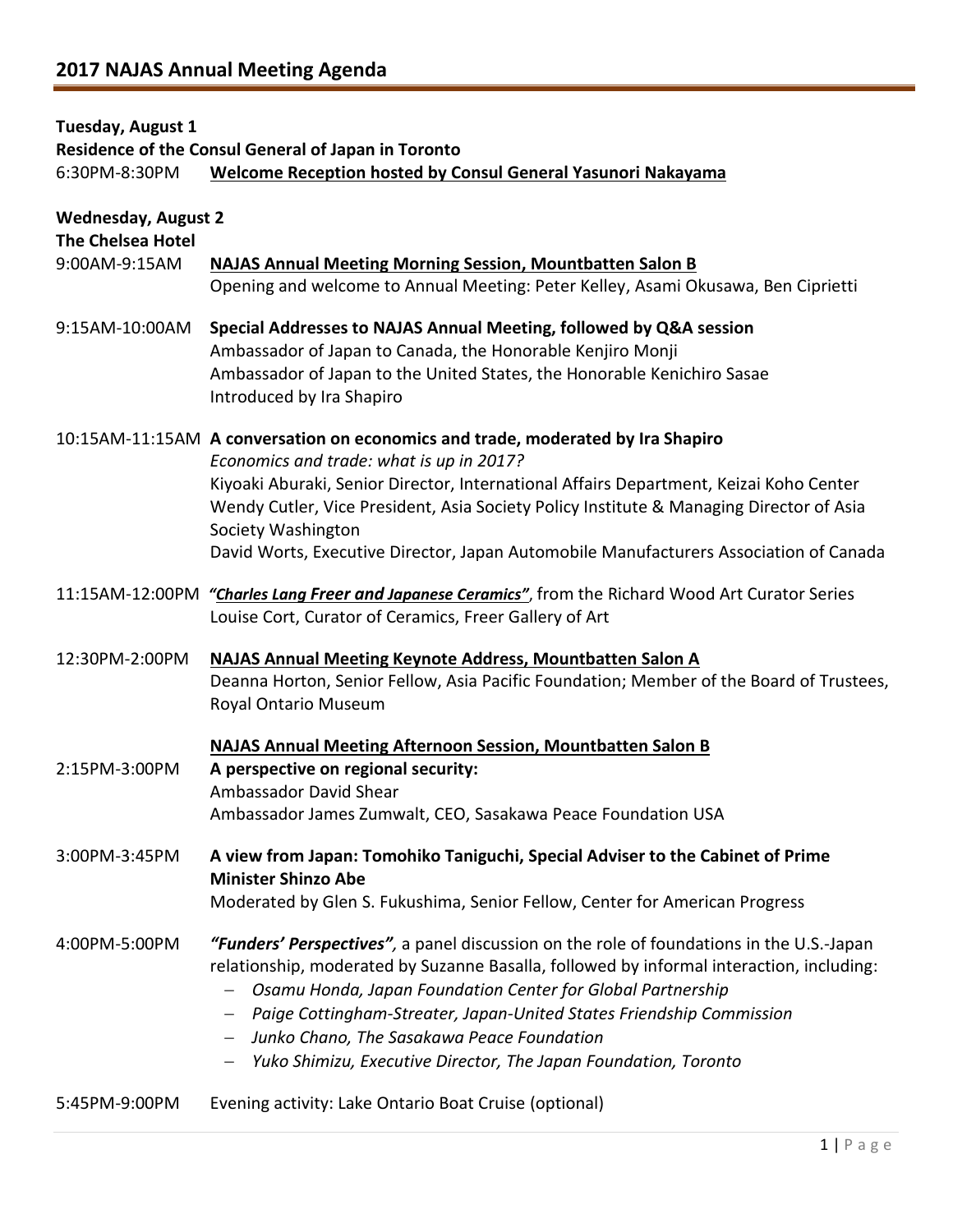## 2017 NAJAS Annual Meeting Agenda

**Tuesday, August 1**
**Residence of the Consul General of Japan in Toronto**

6:30PM-8:30PM **Welcome Reception hosted by Consul General Yasunori Nakayama**

**Wednesday, August 2**
**The Chelsea Hotel**

9:00AM-9:15AM **NAJAS Annual Meeting Morning Session, Mountbatten Salon B**
Opening and welcome to Annual Meeting: Peter Kelley, Asami Okusawa, Ben Ciprietti

9:15AM-10:00AM **Special Addresses to NAJAS Annual Meeting, followed by Q&A session**
Ambassador of Japan to Canada, the Honorable Kenjiro Monji
Ambassador of Japan to the United States, the Honorable Kenichiro Sasae
Introduced by Ira Shapiro

10:15AM-11:15AM **A conversation on economics and trade, moderated by Ira Shapiro**
*Economics and trade: what is up in 2017?*
Kiyoaki Aburaki, Senior Director, International Affairs Department, Keizai Koho Center
Wendy Cutler, Vice President, Asia Society Policy Institute & Managing Director of Asia Society Washington
David Worts, Executive Director, Japan Automobile Manufacturers Association of Canada

11:15AM-12:00PM ***"Charles Lang Freer and Japanese Ceramics"***, from the Richard Wood Art Curator Series
Louise Cort, Curator of Ceramics, Freer Gallery of Art

12:30PM-2:00PM **NAJAS Annual Meeting Keynote Address, Mountbatten Salon A**
Deanna Horton, Senior Fellow, Asia Pacific Foundation; Member of the Board of Trustees, Royal Ontario Museum

**NAJAS Annual Meeting Afternoon Session, Mountbatten Salon B**

2:15PM-3:00PM **A perspective on regional security:**
Ambassador David Shear
Ambassador James Zumwalt, CEO, Sasakawa Peace Foundation USA

3:00PM-3:45PM **A view from Japan: Tomohiko Taniguchi, Special Adviser to the Cabinet of Prime Minister Shinzo Abe**
Moderated by Glen S. Fukushima, Senior Fellow, Center for American Progress

4:00PM-5:00PM ***"Funders' Perspectives"***, a panel discussion on the role of foundations in the U.S.-Japan relationship, moderated by Suzanne Basalla, followed by informal interaction, including:

- *Osamu Honda, Japan Foundation Center for Global Partnership*
- *Paige Cottingham-Streater, Japan-United States Friendship Commission*
- *Junko Chano, The Sasakawa Peace Foundation*
- *Yuko Shimizu, Executive Director, The Japan Foundation, Toronto*

5:45PM-9:00PM Evening activity: Lake Ontario Boat Cruise (optional)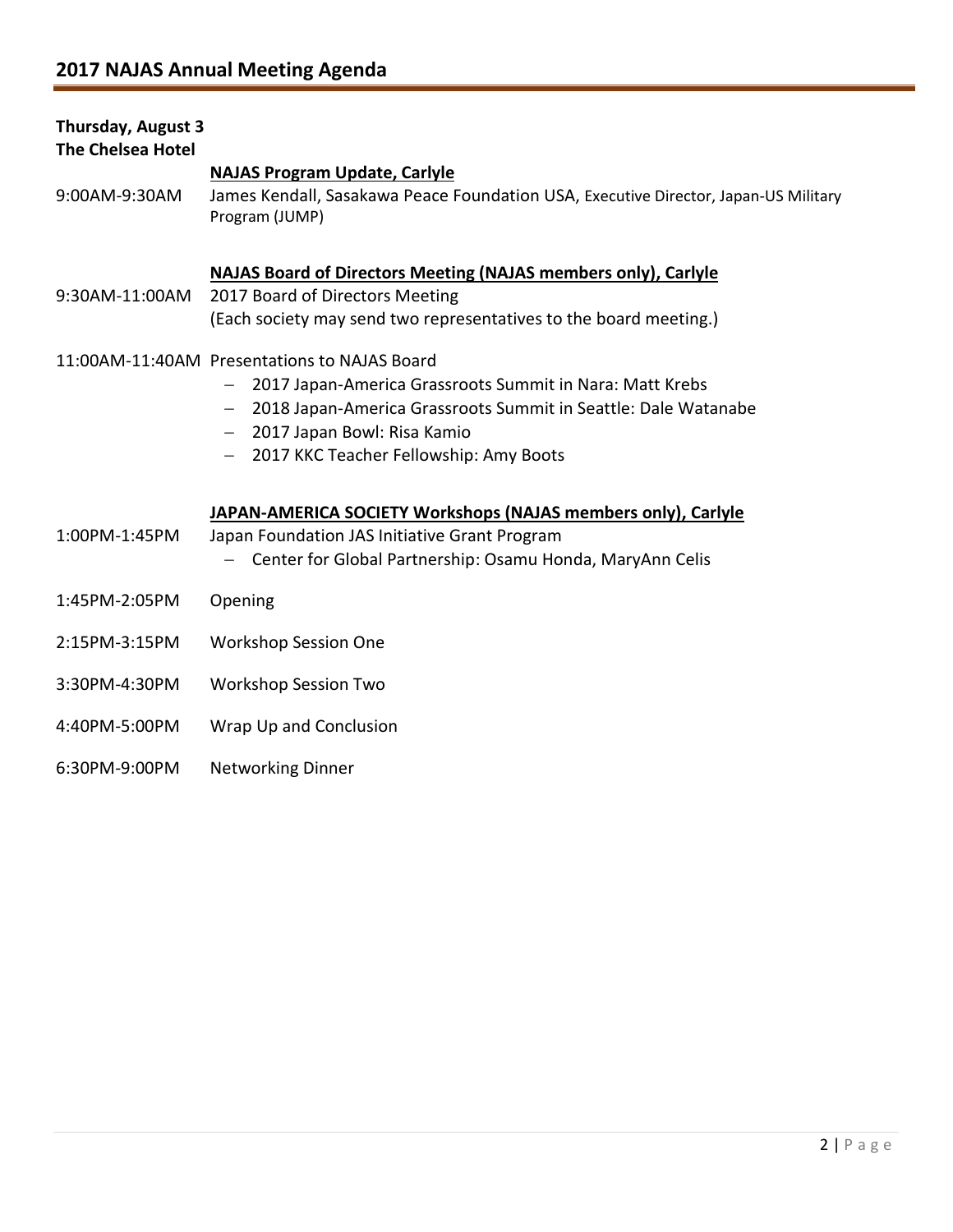## 2017 NAJAS Annual Meeting Agenda

**Thursday, August 3**
**The Chelsea Hotel**

**NAJAS Program Update, Carlyle**

9:00AM-9:30AM James Kendall, Sasakawa Peace Foundation USA, Executive Director, Japan-US Military Program (JUMP)

**NAJAS Board of Directors Meeting (NAJAS members only), Carlyle**

9:30AM-11:00AM 2017 Board of Directors Meeting
(Each society may send two representatives to the board meeting.)

11:00AM-11:40AM Presentations to NAJAS Board

- 2017 Japan-America Grassroots Summit in Nara: Matt Krebs
- 2018 Japan-America Grassroots Summit in Seattle: Dale Watanabe
- 2017 Japan Bowl: Risa Kamio
- 2017 KKC Teacher Fellowship: Amy Boots

**JAPAN-AMERICA SOCIETY Workshops (NAJAS members only), Carlyle**

1:00PM-1:45PM Japan Foundation JAS Initiative Grant Program

- Center for Global Partnership: Osamu Honda, MaryAnn Celis

1:45PM-2:05PM Opening

2:15PM-3:15PM Workshop Session One

3:30PM-4:30PM Workshop Session Two

4:40PM-5:00PM Wrap Up and Conclusion

6:30PM-9:00PM Networking Dinner